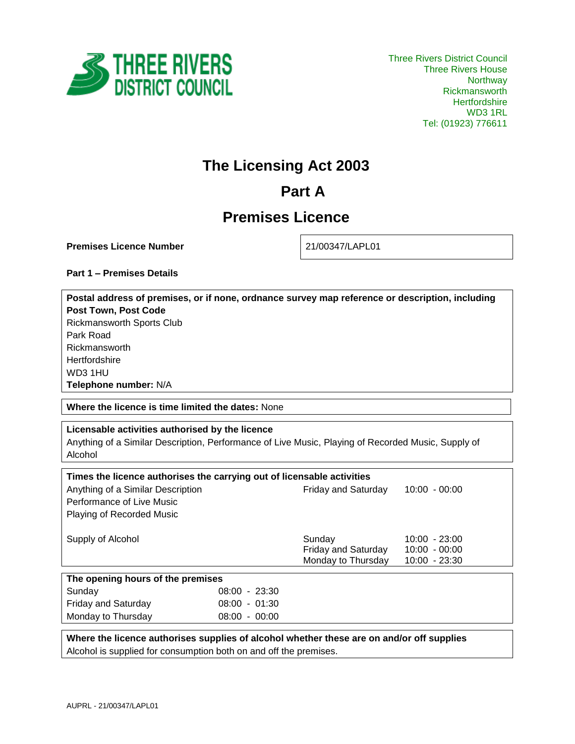THREE RIVERS DISTRICT COUNCIL

Three Rivers District Council
Three Rivers House
Northway
Rickmansworth
Hertfordshire
WD3 1RL
Tel: (01923) 776611

# The Licensing Act 2003

## Part A

## Premises Licence

| **Premises Licence Number** | 21/00347/LAPL01 |
|---|---|

**Part 1 – Premises Details**

**Postal address of premises, or if none, ordnance survey map reference or description, including Post Town, Post Code**
Rickmansworth Sports Club
Park Road
Rickmansworth
Hertfordshire
WD3 1HU
**Telephone number:** N/A

**Where the licence is time limited the dates:** None

**Licensable activities authorised by the licence**
Anything of a Similar Description, Performance of Live Music, Playing of Recorded Music, Supply of Alcohol

**Times the licence authorises the carrying out of licensable activities**

| Activity | Days | Times |
|---|---|---|
| Anything of a Similar Description<br>Performance of Live Music<br>Playing of Recorded Music | Friday and Saturday | 10:00 - 00:00 |
| Supply of Alcohol | Sunday | 10:00 - 23:00 |
| | Friday and Saturday | 10:00 - 00:00 |
| | Monday to Thursday | 10:00 - 23:30 |

**The opening hours of the premises**

| Days | Times |
|---|---|
| Sunday | 08:00 - 23:30 |
| Friday and Saturday | 08:00 - 01:30 |
| Monday to Thursday | 08:00 - 00:00 |

**Where the licence authorises supplies of alcohol whether these are on and/or off supplies**
Alcohol is supplied for consumption both on and off the premises.

AUPRL - 21/00347/LAPL01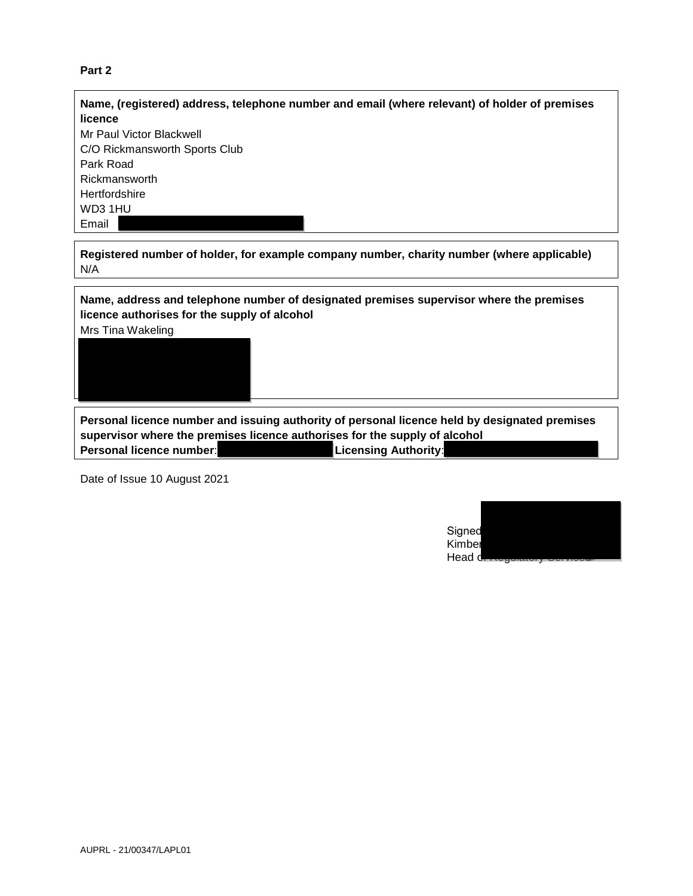**Part 2**

**Name, (registered) address, telephone number and email (where relevant) of holder of premises licence**
Mr Paul Victor Blackwell
C/O Rickmansworth Sports Club
Park Road
Rickmansworth
Hertfordshire
WD3 1HU
Email

**Registered number of holder, for example company number, charity number (where applicable)**
N/A

**Name, address and telephone number of designated premises supervisor where the premises licence authorises for the supply of alcohol**
Mrs Tina Wakeling

**Personal licence number and issuing authority of personal licence held by designated premises supervisor where the premises licence authorises for the supply of alcohol**
**Personal licence number**: **Licensing Authority**:

Date of Issue 10 August 2021

Signed
Kimber
Head of Regulatory Services

AUPRL - 21/00347/LAPL01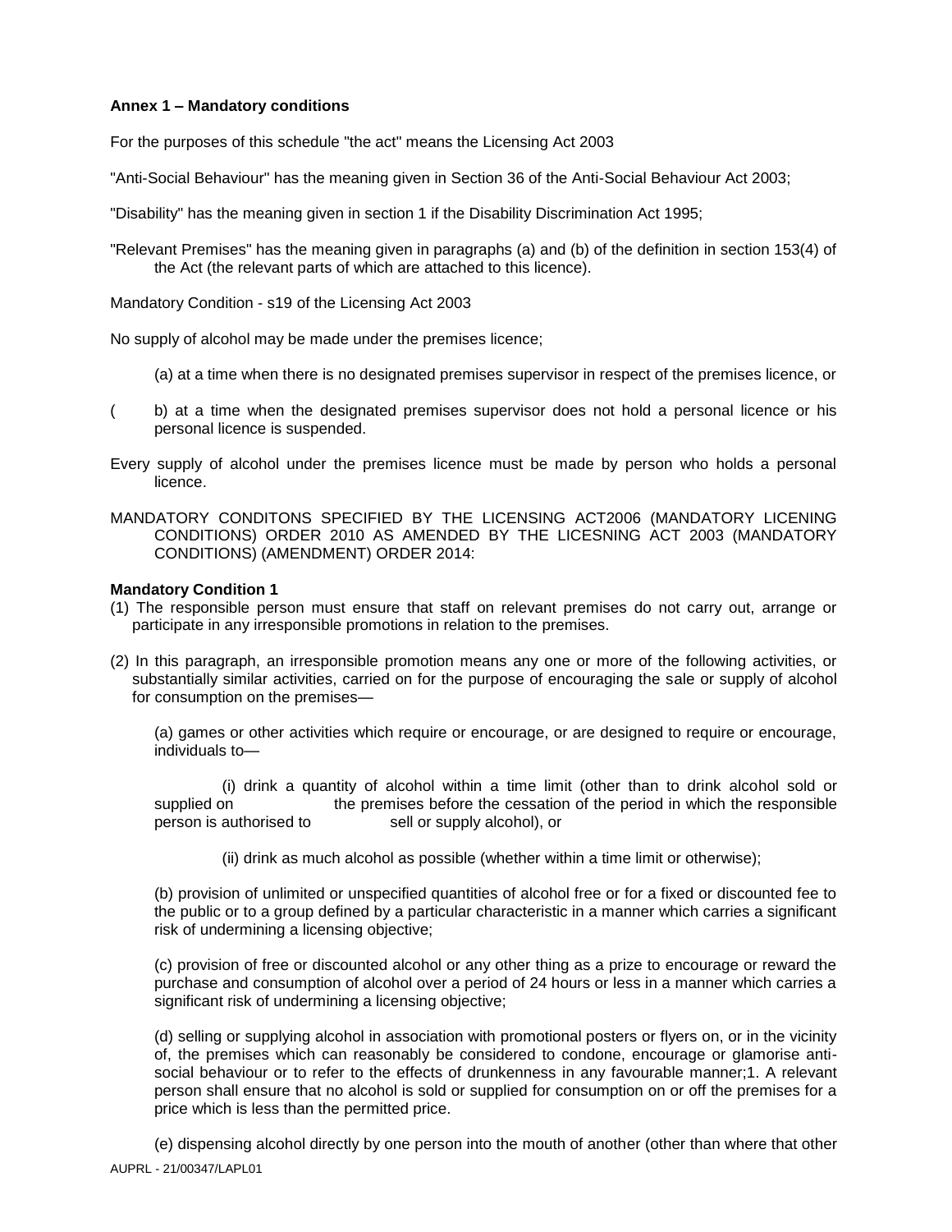**Annex 1 – Mandatory conditions**

For the purposes of this schedule "the act" means the Licensing Act 2003

"Anti-Social Behaviour" has the meaning given in Section 36 of the Anti-Social Behaviour Act 2003;

"Disability" has the meaning given in section 1 if the Disability Discrimination Act 1995;

"Relevant Premises" has the meaning given in paragraphs (a) and (b) of the definition in section 153(4) of the Act (the relevant parts of which are attached to this licence).

Mandatory Condition - s19 of the Licensing Act 2003

No supply of alcohol may be made under the premises licence;

(a) at a time when there is no designated premises supervisor in respect of the premises licence, or

( b) at a time when the designated premises supervisor does not hold a personal licence or his personal licence is suspended.

Every supply of alcohol under the premises licence must be made by person who holds a personal licence.

MANDATORY CONDITONS SPECIFIED BY THE LICENSING ACT2006 (MANDATORY LICENING CONDITIONS) ORDER 2010 AS AMENDED BY THE LICESNING ACT 2003 (MANDATORY CONDITIONS) (AMENDMENT) ORDER 2014:

**Mandatory Condition 1**

(1) The responsible person must ensure that staff on relevant premises do not carry out, arrange or participate in any irresponsible promotions in relation to the premises.

(2) In this paragraph, an irresponsible promotion means any one or more of the following activities, or substantially similar activities, carried on for the purpose of encouraging the sale or supply of alcohol for consumption on the premises—

(a) games or other activities which require or encourage, or are designed to require or encourage, individuals to—

(i) drink a quantity of alcohol within a time limit (other than to drink alcohol sold or supplied on the premises before the cessation of the period in which the responsible person is authorised to sell or supply alcohol), or

(ii) drink as much alcohol as possible (whether within a time limit or otherwise);

(b) provision of unlimited or unspecified quantities of alcohol free or for a fixed or discounted fee to the public or to a group defined by a particular characteristic in a manner which carries a significant risk of undermining a licensing objective;

(c) provision of free or discounted alcohol or any other thing as a prize to encourage or reward the purchase and consumption of alcohol over a period of 24 hours or less in a manner which carries a significant risk of undermining a licensing objective;

(d) selling or supplying alcohol in association with promotional posters or flyers on, or in the vicinity of, the premises which can reasonably be considered to condone, encourage or glamorise anti-social behaviour or to refer to the effects of drunkenness in any favourable manner;1. A relevant person shall ensure that no alcohol is sold or supplied for consumption on or off the premises for a price which is less than the permitted price.

(e) dispensing alcohol directly by one person into the mouth of another (other than where that other

AUPRL - 21/00347/LAPL01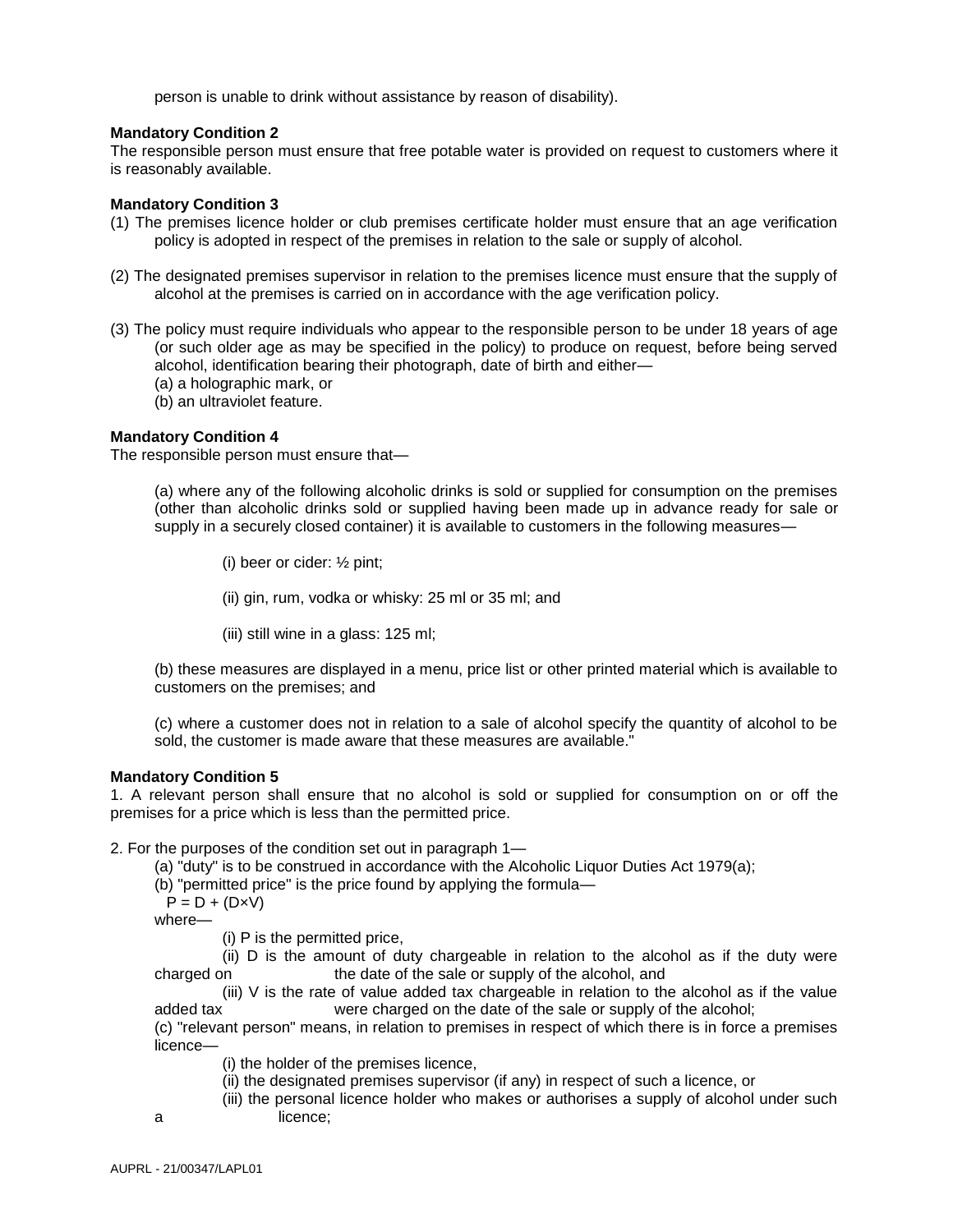person is unable to drink without assistance by reason of disability).

**Mandatory Condition 2**
The responsible person must ensure that free potable water is provided on request to customers where it is reasonably available.

**Mandatory Condition 3**

(1) The premises licence holder or club premises certificate holder must ensure that an age verification policy is adopted in respect of the premises in relation to the sale or supply of alcohol.

(2) The designated premises supervisor in relation to the premises licence must ensure that the supply of alcohol at the premises is carried on in accordance with the age verification policy.

(3) The policy must require individuals who appear to the responsible person to be under 18 years of age (or such older age as may be specified in the policy) to produce on request, before being served alcohol, identification bearing their photograph, date of birth and either—
(a) a holographic mark, or
(b) an ultraviolet feature.

**Mandatory Condition 4**
The responsible person must ensure that—

(a) where any of the following alcoholic drinks is sold or supplied for consumption on the premises (other than alcoholic drinks sold or supplied having been made up in advance ready for sale or supply in a securely closed container) it is available to customers in the following measures—

(i) beer or cider: ½ pint;

(ii) gin, rum, vodka or whisky: 25 ml or 35 ml; and

(iii) still wine in a glass: 125 ml;

(b) these measures are displayed in a menu, price list or other printed material which is available to customers on the premises; and

(c) where a customer does not in relation to a sale of alcohol specify the quantity of alcohol to be sold, the customer is made aware that these measures are available."

**Mandatory Condition 5**
1. A relevant person shall ensure that no alcohol is sold or supplied for consumption on or off the premises for a price which is less than the permitted price.

2. For the purposes of the condition set out in paragraph 1—
(a) "duty" is to be construed in accordance with the Alcoholic Liquor Duties Act 1979(a);
(b) "permitted price" is the price found by applying the formula—
$P = D + (D×V)$
where—
(i) P is the permitted price,
(ii) D is the amount of duty chargeable in relation to the alcohol as if the duty were charged on the date of the sale or supply of the alcohol, and
(iii) V is the rate of value added tax chargeable in relation to the alcohol as if the value added tax were charged on the date of the sale or supply of the alcohol;
(c) "relevant person" means, in relation to premises in respect of which there is in force a premises licence—
(i) the holder of the premises licence,
(ii) the designated premises supervisor (if any) in respect of such a licence, or
(iii) the personal licence holder who makes or authorises a supply of alcohol under such a licence;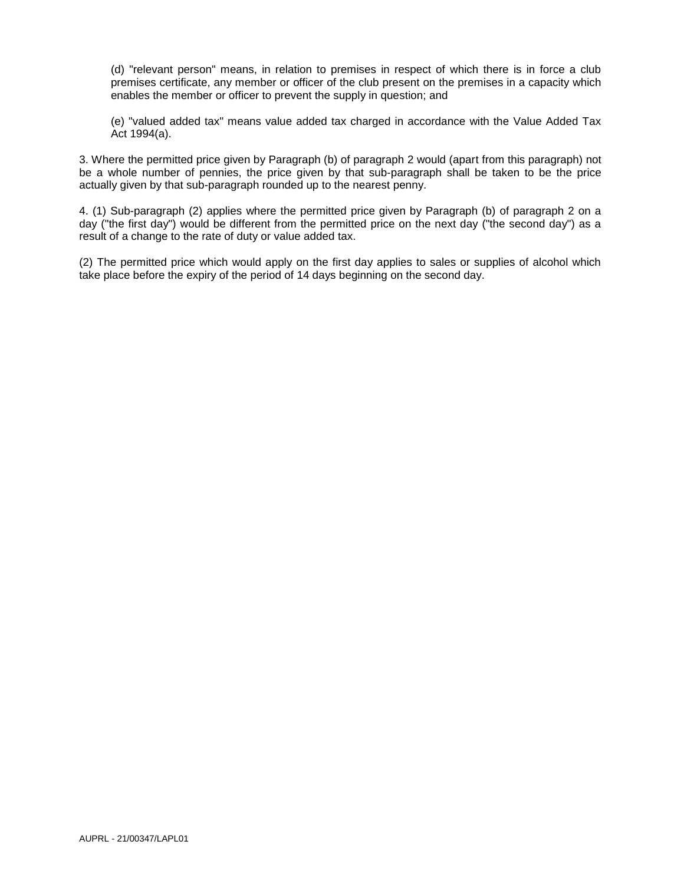(d) "relevant person" means, in relation to premises in respect of which there is in force a club premises certificate, any member or officer of the club present on the premises in a capacity which enables the member or officer to prevent the supply in question; and

(e) "valued added tax" means value added tax charged in accordance with the Value Added Tax Act 1994(a).

3. Where the permitted price given by Paragraph (b) of paragraph 2 would (apart from this paragraph) not be a whole number of pennies, the price given by that sub-paragraph shall be taken to be the price actually given by that sub-paragraph rounded up to the nearest penny.

4. (1) Sub-paragraph (2) applies where the permitted price given by Paragraph (b) of paragraph 2 on a day ("the first day") would be different from the permitted price on the next day ("the second day") as a result of a change to the rate of duty or value added tax.

(2) The permitted price which would apply on the first day applies to sales or supplies of alcohol which take place before the expiry of the period of 14 days beginning on the second day.

AUPRL - 21/00347/LAPL01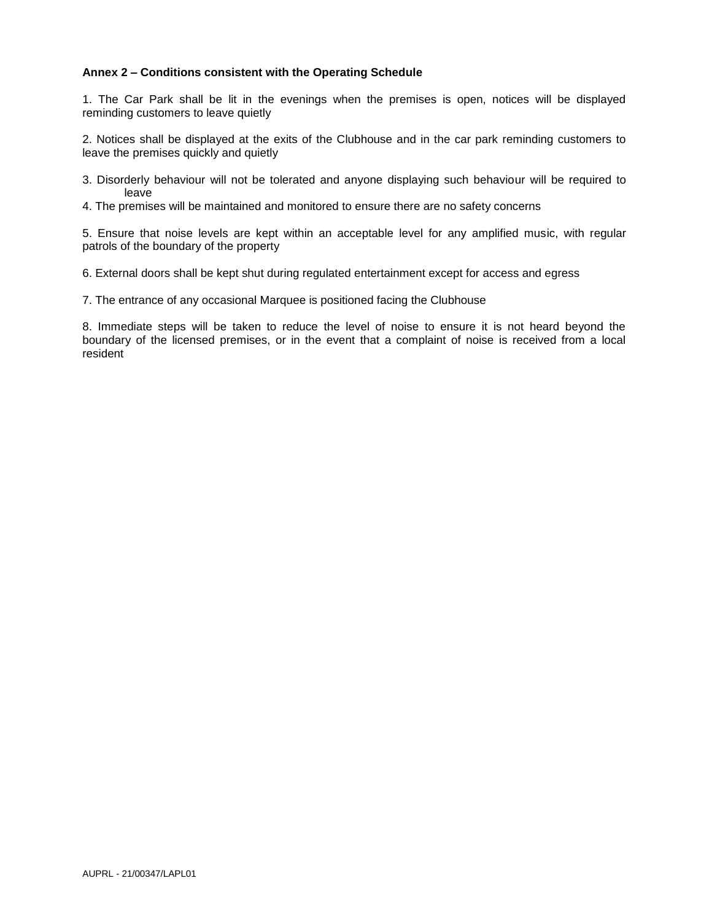**Annex 2 – Conditions consistent with the Operating Schedule**

1. The Car Park shall be lit in the evenings when the premises is open, notices will be displayed reminding customers to leave quietly

2. Notices shall be displayed at the exits of the Clubhouse and in the car park reminding customers to leave the premises quickly and quietly

3. Disorderly behaviour will not be tolerated and anyone displaying such behaviour will be required to leave

4. The premises will be maintained and monitored to ensure there are no safety concerns

5. Ensure that noise levels are kept within an acceptable level for any amplified music, with regular patrols of the boundary of the property

6. External doors shall be kept shut during regulated entertainment except for access and egress

7. The entrance of any occasional Marquee is positioned facing the Clubhouse

8. Immediate steps will be taken to reduce the level of noise to ensure it is not heard beyond the boundary of the licensed premises, or in the event that a complaint of noise is received from a local resident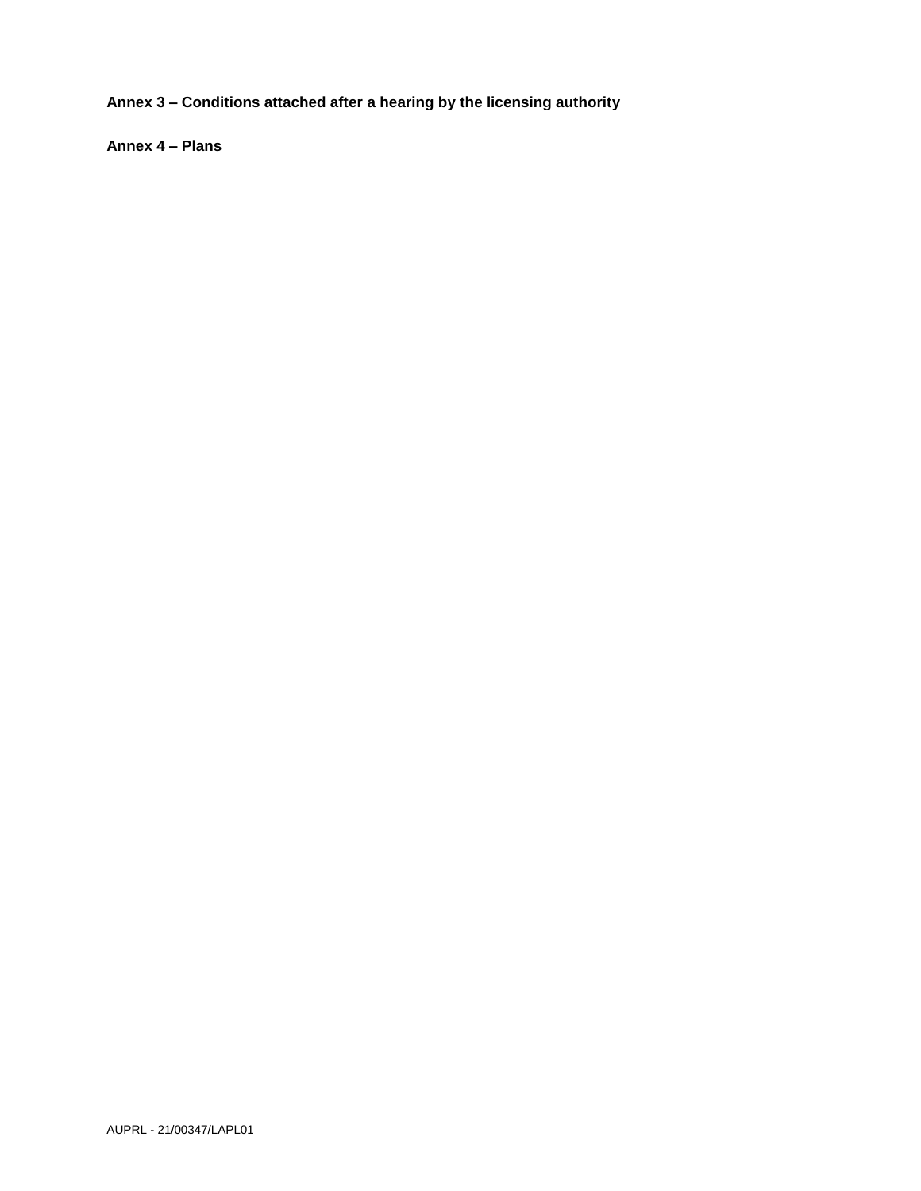**Annex 3 – Conditions attached after a hearing by the licensing authority**

**Annex 4 – Plans**